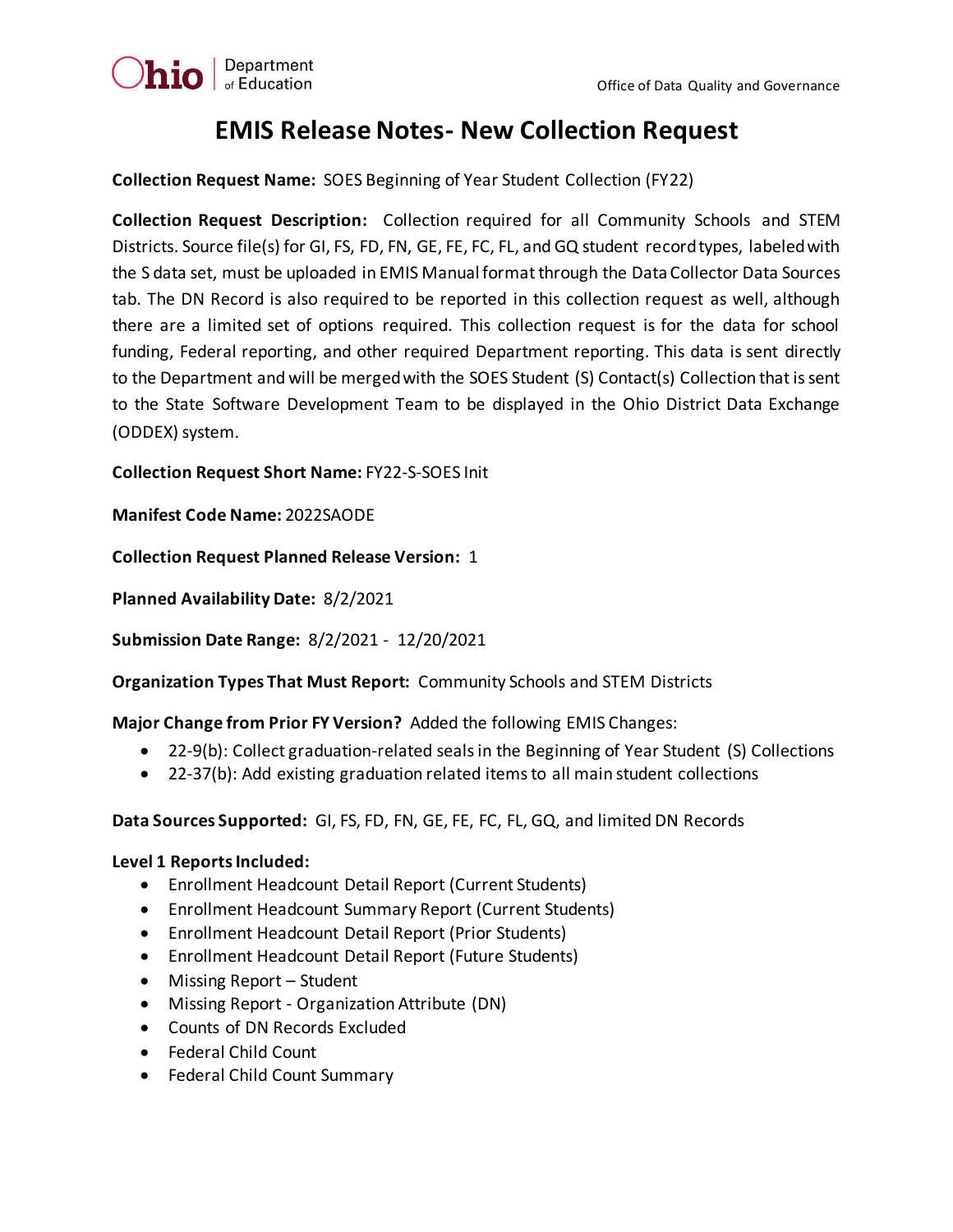# EMIS Release Notes- New Collection Request

**Collection Request Name:** SOES Beginning of Year Student Collection (FY22)

**Collection Request Description:** Collection required for all Community Schools and STEM Districts. Source file(s) for GI, FS, FD, FN, GE, FE, FC, FL, and GQ student record types, labeled with the S data set, must be uploaded in EMIS Manual format through the Data Collector Data Sources tab. The DN Record is also required to be reported in this collection request as well, although there are a limited set of options required. This collection request is for the data for school funding, Federal reporting, and other required Department reporting. This data is sent directly to the Department and will be merged with the SOES Student (S) Contact(s) Collection that is sent to the State Software Development Team to be displayed in the Ohio District Data Exchange (ODDEX) system.

**Collection Request Short Name:** FY22-S-SOES Init

**Manifest Code Name:** 2022SAODE

**Collection Request Planned Release Version:** 1

**Planned Availability Date:** 8/2/2021

**Submission Date Range:** 8/2/2021 - 12/20/2021

**Organization Types That Must Report:** Community Schools and STEM Districts

**Major Change from Prior FY Version?** Added the following EMIS Changes:

- 22-9(b): Collect graduation-related seals in the Beginning of Year Student (S) Collections
- 22-37(b): Add existing graduation related items to all main student collections

**Data Sources Supported:** GI, FS, FD, FN, GE, FE, FC, FL, GQ, and limited DN Records

**Level 1 Reports Included:**

- Enrollment Headcount Detail Report (Current Students)
- Enrollment Headcount Summary Report (Current Students)
- Enrollment Headcount Detail Report (Prior Students)
- Enrollment Headcount Detail Report (Future Students)
- Missing Report – Student
- Missing Report - Organization Attribute (DN)
- Counts of DN Records Excluded
- Federal Child Count
- Federal Child Count Summary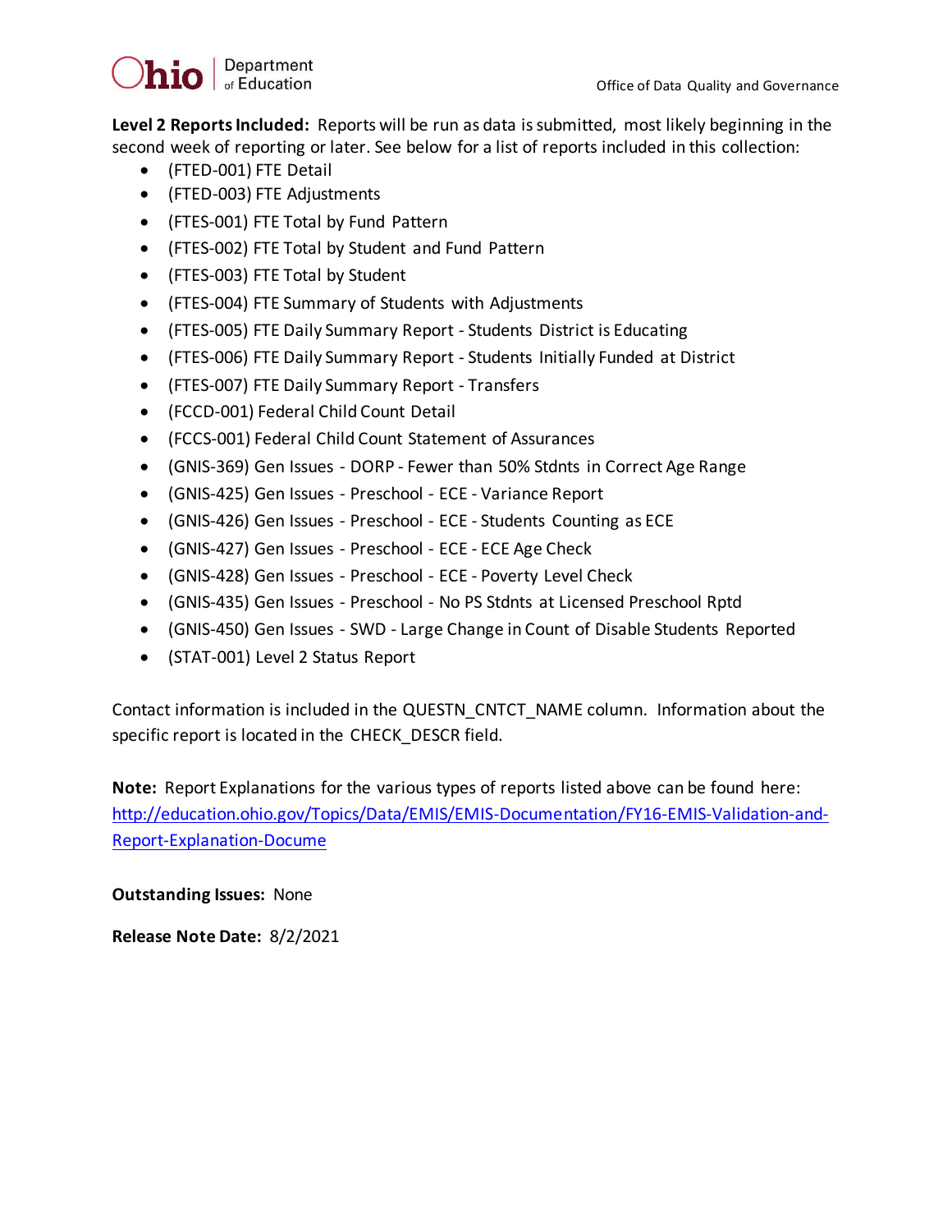**Level 2 Reports Included:** Reports will be run as data is submitted, most likely beginning in the second week of reporting or later. See below for a list of reports included in this collection:

- (FTED-001) FTE Detail
- (FTED-003) FTE Adjustments
- (FTES-001) FTE Total by Fund Pattern
- (FTES-002) FTE Total by Student and Fund Pattern
- (FTES-003) FTE Total by Student
- (FTES-004) FTE Summary of Students with Adjustments
- (FTES-005) FTE Daily Summary Report - Students District is Educating
- (FTES-006) FTE Daily Summary Report - Students Initially Funded at District
- (FTES-007) FTE Daily Summary Report - Transfers
- (FCCD-001) Federal Child Count Detail
- (FCCS-001) Federal Child Count Statement of Assurances
- (GNIS-369) Gen Issues - DORP - Fewer than 50% Stdnts in Correct Age Range
- (GNIS-425) Gen Issues - Preschool - ECE - Variance Report
- (GNIS-426) Gen Issues - Preschool - ECE - Students Counting as ECE
- (GNIS-427) Gen Issues - Preschool - ECE - ECE Age Check
- (GNIS-428) Gen Issues - Preschool - ECE - Poverty Level Check
- (GNIS-435) Gen Issues - Preschool - No PS Stdnts at Licensed Preschool Rptd
- (GNIS-450) Gen Issues - SWD - Large Change in Count of Disable Students Reported
- (STAT-001) Level 2 Status Report

Contact information is included in the QUESTN_CNTCT_NAME column. Information about the specific report is located in the CHECK_DESCR field.

**Note:** Report Explanations for the various types of reports listed above can be found here: [http://education.ohio.gov/Topics/Data/EMIS/EMIS-Documentation/FY16-EMIS-Validation-and-Report-Explanation-Docume](http://education.ohio.gov/Topics/Data/EMIS/EMIS-Documentation/FY16-EMIS-Validation-and-Report-Explanation-Docume)

**Outstanding Issues:** None

**Release Note Date:** 8/2/2021